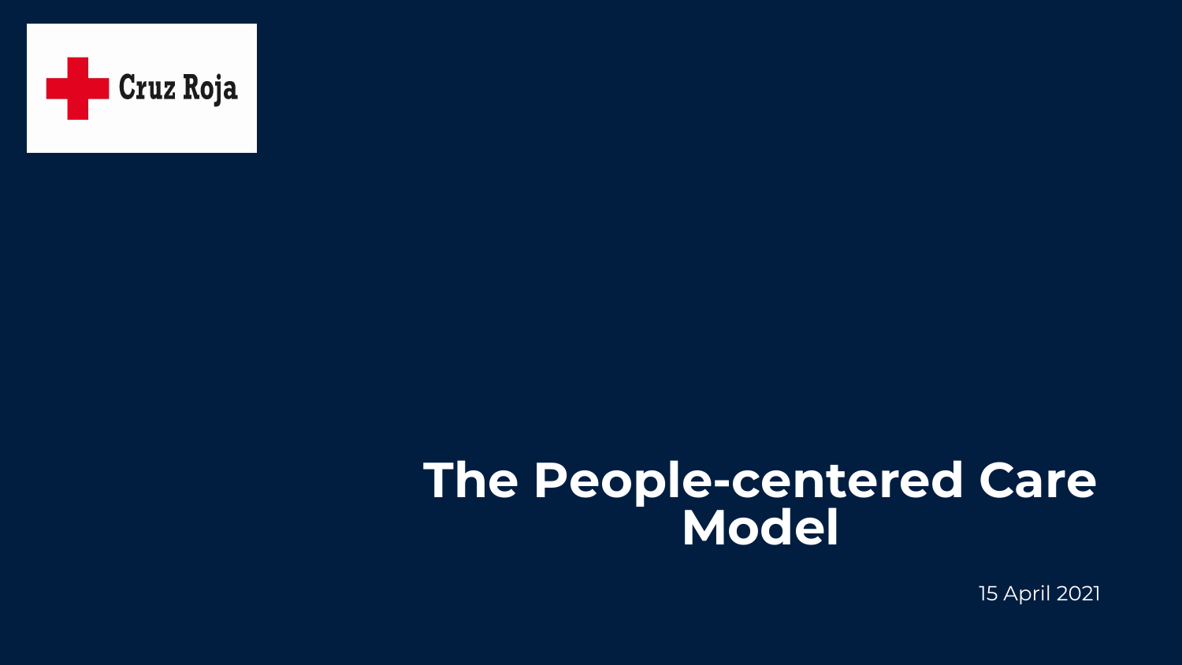Cruz Roja

# The People-centered Care Model

15 April 2021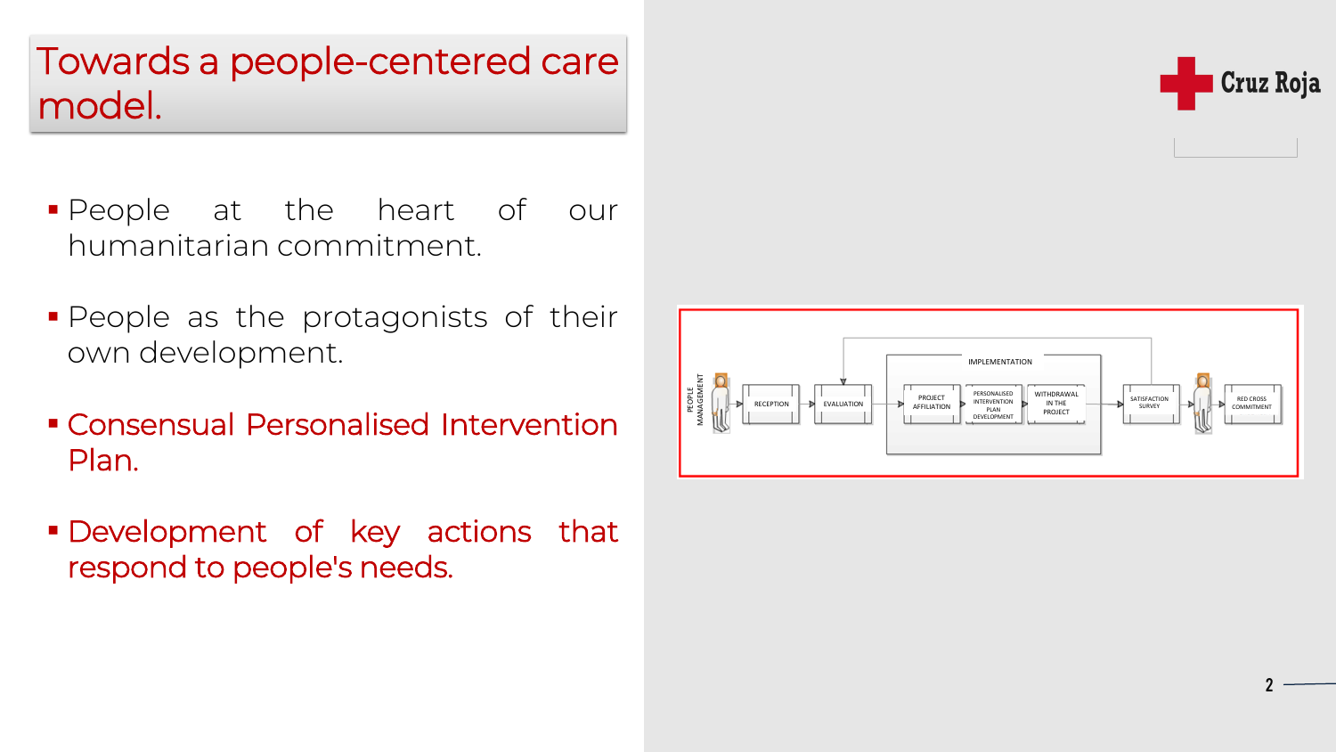# Towards a people-centered care model.

- People at the heart of our humanitarian commitment.
- People as the protagonists of their own development.
- Consensual Personalised Intervention Plan.
- Development of key actions that respond to people's needs.

PEOPLE MANAGEMENT → RECEPTION → EVALUATION → IMPLEMENTATION (PROJECT AFFILIATION → PERSONALISED INTERVENTION PLAN DEVELOPMENT → WITHDRAWAL IN THE PROJECT) → SATISFACTION SURVEY → RED CROSS COMMITMENT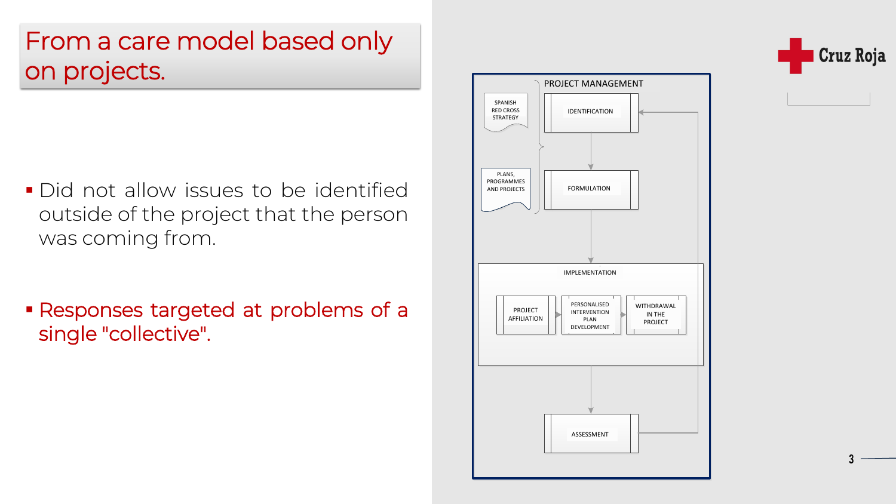# From a care model based only on projects.

- Did not allow issues to be identified outside of the project that the person was coming from.

- Responses targeted at problems of a single "collective".

PROJECT MANAGEMENT

SPANISH RED CROSS STRATEGY

PLANS, PROGRAMMES AND PROJECTS

IDENTIFICATION

FORMULATION

IMPLEMENTATION

PROJECT AFFILIATION

PERSONALISED INTERVENTION PLAN DEVELOPMENT

WITHDRAWAL IN THE PROJECT

ASSESSMENT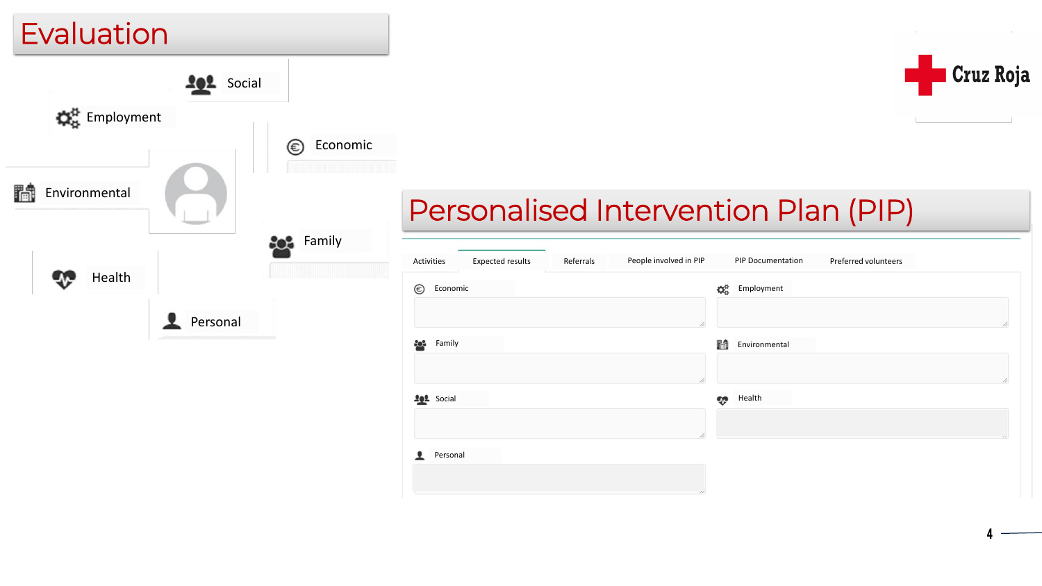# Evaluation

- Social
- Employment
- Economic
- Environmental
- Family
- Health
- Personal

Cruz Roja

# Personalised Intervention Plan (PIP)

Activities | Expected results | Referrals | People involved in PIP | PIP Documentation | Preferred volunteers

- Economic
- Employment
- Family
- Environmental
- Social
- Health
- Personal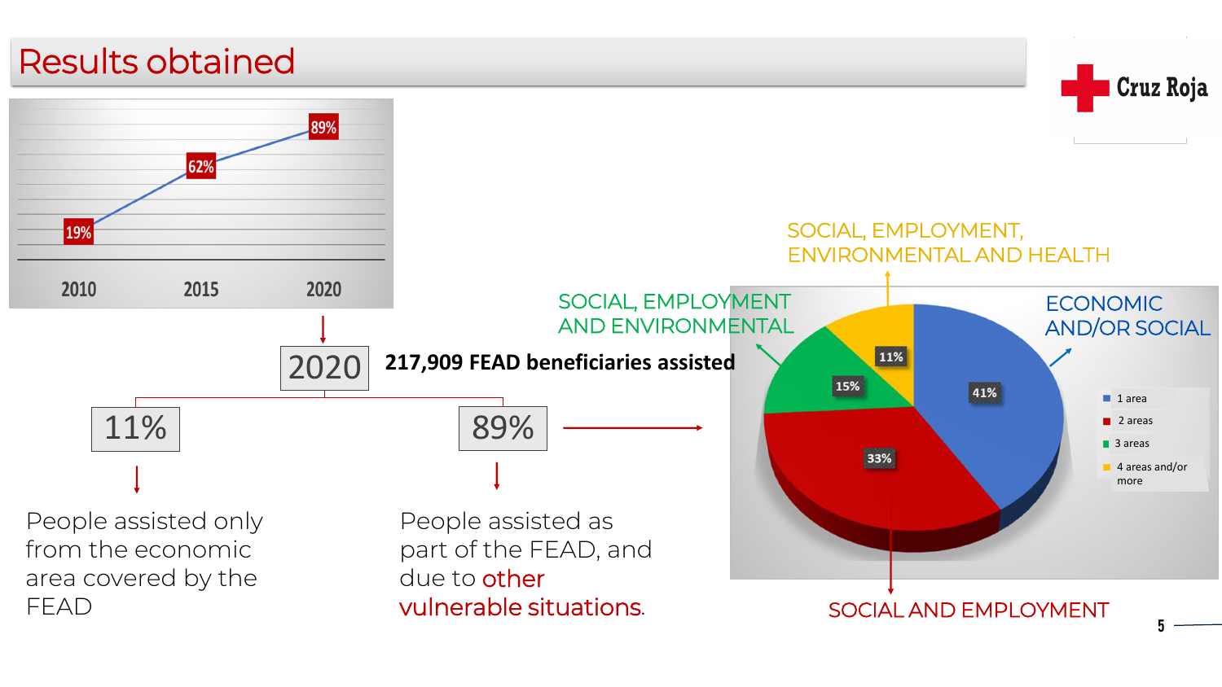# Results obtained

| 2010 | 2015 | 2020 |
|---|---|---|
| 19% | 62% | 89% |

Cruz Roja

**2020** — **217,909 FEAD beneficiaries assisted**

**11%** — People assisted only from the economic area covered by the FEAD

**89%** — People assisted as part of the FEAD, and due to other vulnerable situations.

| Areas | Share | Category |
|---|---|---|
| 1 area | 41% | ECONOMIC AND/OR SOCIAL |
| 2 areas | 33% | SOCIAL AND EMPLOYMENT |
| 3 areas | 15% | SOCIAL, EMPLOYMENT AND ENVIRONMENTAL |
| 4 areas and/or more | 11% | SOCIAL, EMPLOYMENT, ENVIRONMENTAL AND HEALTH |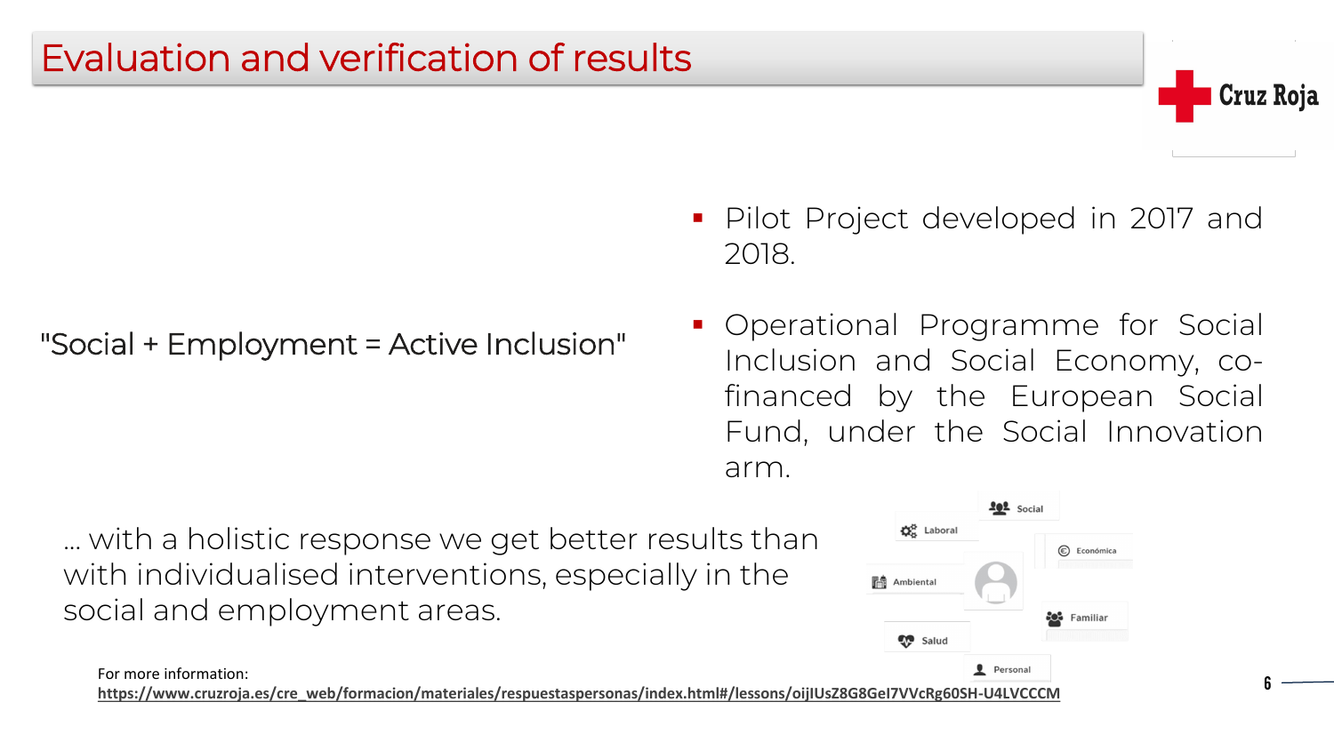# Evaluation and verification of results

"Social + Employment = Active Inclusion"

- Pilot Project developed in 2017 and 2018.
- Operational Programme for Social Inclusion and Social Economy, co-financed by the European Social Fund, under the Social Innovation arm.

… with a holistic response we get better results than with individualised interventions, especially in the social and employment areas.

Social
Laboral
Económica
Ambiental
Familiar
Salud
Personal

For more information:
https://www.cruzroja.es/cre_web/formacion/materiales/respuestaspersonas/index.html#/lessons/oijIUsZ8G8GeI7VVcRg60SH-U4LVCCCM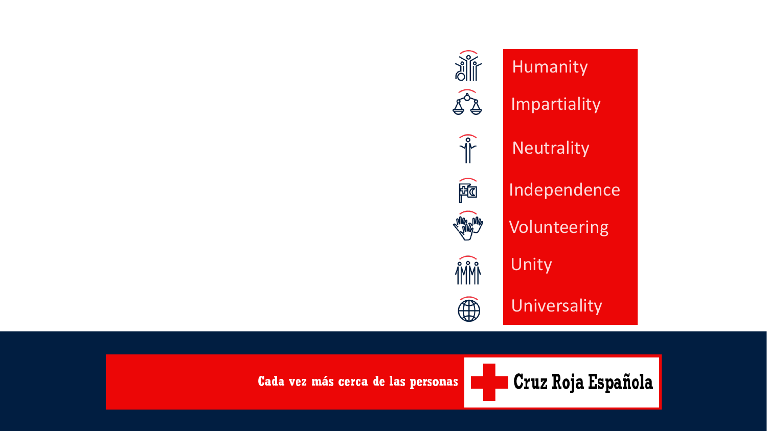- Humanity
- Impartiality
- Neutrality
- Independence
- Volunteering
- Unity
- Universality

Cada vez más cerca de las personas

Cruz Roja Española